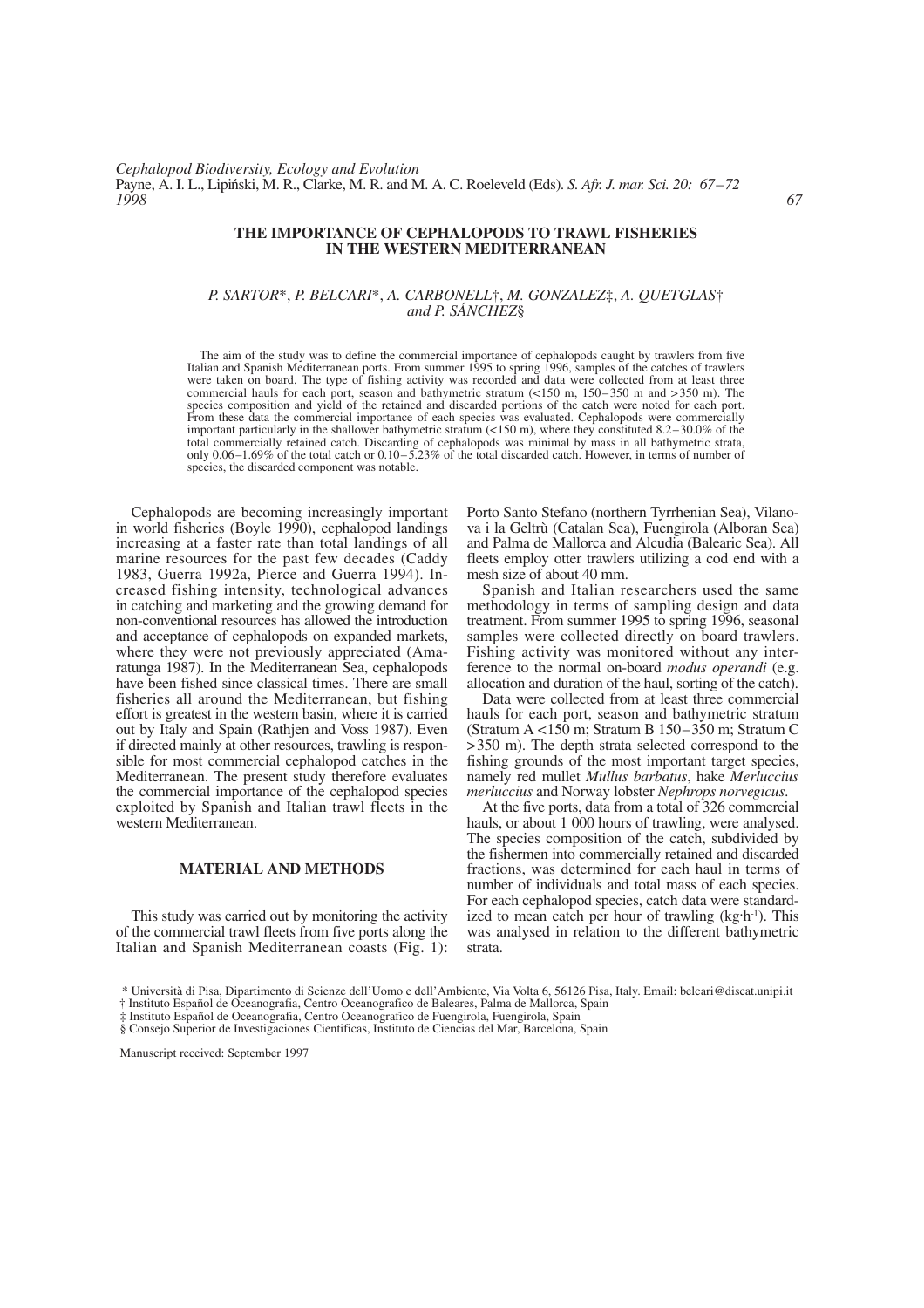# THE IMPORTANCE OF CEPHALOPODS TO TRAWL FISHERIES IN THE WESTERN MEDITERRANEAN

*P. SARTOR\*, P. BELCARI\*, A. CARBONELL†, M. GONZALEZ‡, A. QUETGLAS† and P. SÁNCHEZ§*

The aim of the study was to define the commercial importance of cephalopods caught by trawlers from five Italian and Spanish Mediterranean ports. From summer 1995 to spring 1996, samples of the catches of trawlers were taken on board. The type of fishing activity was recorded and data were collected from at least three commercial hauls for each port, season and bathymetric stratum (<150 m, 150–350 m and >350 m). The species composition and yield of the retained and discarded portions of the catch were noted for each port. From these data the commercial importance of each species was evaluated. Cephalopods were commercially important particularly in the shallower bathymetric stratum (<150 m), where they constituted 8.2–30.0% of the total commercially retained catch. Discarding of cephalopods was minimal by mass in all bathymetric strata, only 0.06–1.69% of the total catch or 0.10–5.23% of the total discarded catch. However, in terms of number of species, the discarded component was notable.

Cephalopods are becoming increasingly important in world fisheries (Boyle 1990), cephalopod landings increasing at a faster rate than total landings of all marine resources for the past few decades (Caddy 1983, Guerra 1992a, Pierce and Guerra 1994). Increased fishing intensity, technological advances in catching and marketing and the growing demand for non-conventional resources has allowed the introduction and acceptance of cephalopods on expanded markets, where they were not previously appreciated (Amaratunga 1987). In the Mediterranean Sea, cephalopods have been fished since classical times. There are small fisheries all around the Mediterranean, but fishing effort is greatest in the western basin, where it is carried out by Italy and Spain (Rathjen and Voss 1987). Even if directed mainly at other resources, trawling is responsible for most commercial cephalopod catches in the Mediterranean. The present study therefore evaluates the commercial importance of the cephalopod species exploited by Spanish and Italian trawl fleets in the western Mediterranean.

## MATERIAL AND METHODS

This study was carried out by monitoring the activity of the commercial trawl fleets from five ports along the Italian and Spanish Mediterranean coasts (Fig. 1): Porto Santo Stefano (northern Tyrrhenian Sea), Vilanova i la Geltrù (Catalan Sea), Fuengirola (Alboran Sea) and Palma de Mallorca and Alcudia (Balearic Sea). All fleets employ otter trawlers utilizing a cod end with a mesh size of about 40 mm.

Spanish and Italian researchers used the same methodology in terms of sampling design and data treatment. From summer 1995 to spring 1996, seasonal samples were collected directly on board trawlers. Fishing activity was monitored without any interference to the normal on-board *modus operandi* (e.g. allocation and duration of the haul, sorting of the catch).

Data were collected from at least three commercial hauls for each port, season and bathymetric stratum (Stratum A <150 m; Stratum B 150–350 m; Stratum C >350 m). The depth strata selected correspond to the fishing grounds of the most important target species, namely red mullet *Mullus barbatus*, hake *Merluccius merluccius* and Norway lobster *Nephrops norvegicus*.

At the five ports, data from a total of 326 commercial hauls, or about 1 000 hours of trawling, were analysed. The species composition of the catch, subdivided by the fishermen into commercially retained and discarded fractions, was determined for each haul in terms of number of individuals and total mass of each species. For each cephalopod species, catch data were standardized to mean catch per hour of trawling ($kg{\cdot}h^{-1}$). This was analysed in relation to the different bathymetric strata.

\* Università di Pisa, Dipartimento di Scienze dell'Uomo e dell'Ambiente, Via Volta 6, 56126 Pisa, Italy. Email: belcari@discat.unipi.it
† Instituto Español de Oceanografia, Centro Oceanografico de Baleares, Palma de Mallorca, Spain
‡ Instituto Español de Oceanografia, Centro Oceanografico de Fuengirola, Fuengirola, Spain
§ Consejo Superior de Investigaciones Cientificas, Instituto de Ciencias del Mar, Barcelona, Spain

Manuscript received: September 1997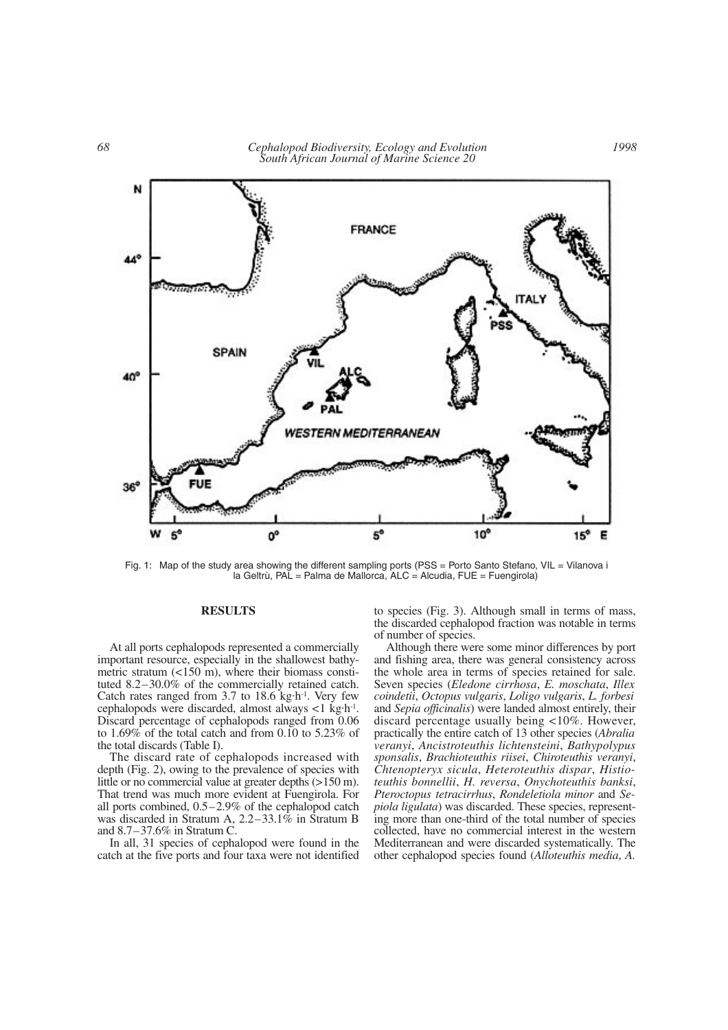N

44°

40°

36°

FRANCE

ITALY

PSS

SPAIN

VIL

ALC

PAL

WESTERN MEDITERRANEAN

FUE

W 5° 0° 5° 10° 15° E

Fig. 1: Map of the study area showing the different sampling ports (PSS = Porto Santo Stefano, VIL = Vilanova i la Geltrù, PAL = Palma de Mallorca, ALC = Alcudia, FUE = Fuengirola)

## RESULTS

At all ports cephalopods represented a commercially important resource, especially in the shallowest bathymetric stratum (<150 m), where their biomass constituted 8.2–30.0% of the commercially retained catch. Catch rates ranged from 3.7 to 18.6 kg·h$^{-1}$. Very few cephalopods were discarded, almost always <1 kg·h$^{-1}$. Discard percentage of cephalopods ranged from 0.06 to 1.69% of the total catch and from 0.10 to 5.23% of the total discards (Table I).

The discard rate of cephalopods increased with depth (Fig. 2), owing to the prevalence of species with little or no commercial value at greater depths (>150 m). That trend was much more evident at Fuengirola. For all ports combined, 0.5–2.9% of the cephalopod catch was discarded in Stratum A, 2.2–33.1% in Stratum B and 8.7–37.6% in Stratum C.

In all, 31 species of cephalopod were found in the catch at the five ports and four taxa were not identified to species (Fig. 3). Although small in terms of mass, the discarded cephalopod fraction was notable in terms of number of species.

Although there were some minor differences by port and fishing area, there was general consistency across the whole area in terms of species retained for sale. Seven species (*Eledone cirrhosa*, *E. moschata*, *Illex coindetii*, *Octopus vulgaris*, *Loligo vulgaris*, *L. forbesi* and *Sepia officinalis*) were landed almost entirely, their discard percentage usually being <10%. However, practically the entire catch of 13 other species (*Abralia veranyi*, *Ancistroteuthis lichtensteini*, *Bathypolypus sponsalis*, *Brachioteuthis riisei*, *Chiroteuthis veranyi*, *Chtenopteryx sicula*, *Heteroteuthis dispar*, *Histioteuthis bonnellii*, *H. reversa*, *Onychoteuthis banksi*, *Pteroctopus tetracirrhus*, *Rondeletiola minor* and *Sepiola ligulata*) was discarded. These species, representing more than one-third of the total number of species collected, have no commercial interest in the western Mediterranean and were discarded systematically. The other cephalopod species found (*Alloteuthis media*, *A.*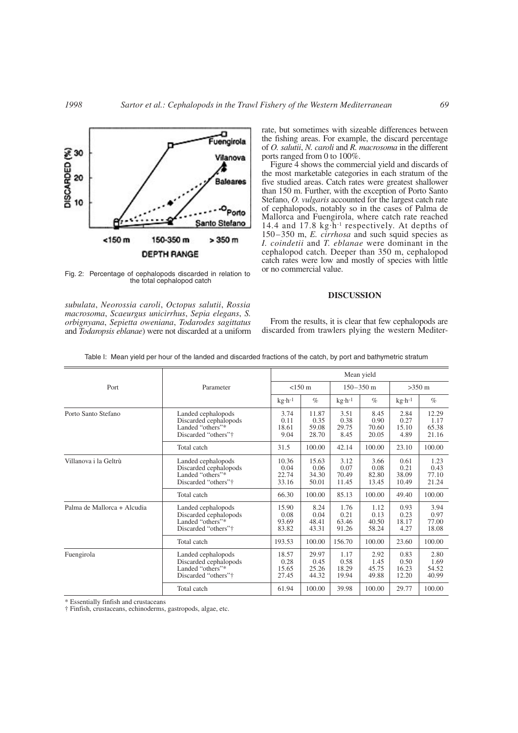DISCARDED (%)

30

20

10

Fuengirola

Vilanova

Baleares

Porto

Santo Stefano

<150 m

150-350 m

> 350 m

DEPTH RANGE

Fig. 2: Percentage of cephalopods discarded in relation to the total cephalopod catch

*subulata*, *Neorossia caroli*, *Octopus salutii*, *Rossia macrosoma*, *Scaeurgus unicirrhus*, *Sepia elegans*, *S. orbignyana*, *Sepietta oweniana*, *Todarodes sagittatus* and *Todaropsis eblanae*) were not discarded at a uniform rate, but sometimes with sizeable differences between the fishing areas. For example, the discard percentage of *O. salutii*, *N. caroli* and *R. macrosoma* in the different ports ranged from 0 to 100%.

Figure 4 shows the commercial yield and discards of the most marketable categories in each stratum of the five studied areas. Catch rates were greatest shallower than 150 m. Further, with the exception of Porto Santo Stefano, *O. vulgaris* accounted for the largest catch rate of cephalopods, notably so in the cases of Palma de Mallorca and Fuengirola, where catch rate reached 14.4 and 17.8 kg·h$^{-1}$ respectively. At depths of 150–350 m, *E. cirrhosa* and such squid species as *I. coindetii* and *T. eblanae* were dominant in the cephalopod catch. Deeper than 350 m, cephalopod catch rates were low and mostly of species with little or no commercial value.

## DISCUSSION

From the results, it is clear that few cephalopods are discarded from trawlers plying the western Mediter-

Table I: Mean yield per hour of the landed and discarded fractions of the catch, by port and bathymetric stratum

| Port | Parameter | Mean yield | | | | | |
|---|---|---|---|---|---|---|---|
| | | <150 m | | 150–350 m | | >350 m | |
| | | kg·h$^{-1}$ | % | kg·h$^{-1}$ | % | kg·h$^{-1}$ | % |
| Porto Santo Stefano | Landed cephalopods | 3.74 | 11.87 | 3.51 | 8.45 | 2.84 | 12.29 |
| | Discarded cephalopods | 0.11 | 0.35 | 0.38 | 0.90 | 0.27 | 1.17 |
| | Landed "others"* | 18.61 | 59.08 | 29.75 | 70.60 | 15.10 | 65.38 |
| | Discarded "others"† | 9.04 | 28.70 | 8.45 | 20.05 | 4.89 | 21.16 |
| | Total catch | 31.5 | 100.00 | 42.14 | 100.00 | 23.10 | 100.00 |
| Villanova i la Geltrù | Landed cephalopods | 10.36 | 15.63 | 3.12 | 3.66 | 0.61 | 1.23 |
| | Discarded cephalopods | 0.04 | 0.06 | 0.07 | 0.08 | 0.21 | 0.43 |
| | Landed "others"* | 22.74 | 34.30 | 70.49 | 82.80 | 38.09 | 77.10 |
| | Discarded "others"† | 33.16 | 50.01 | 11.45 | 13.45 | 10.49 | 21.24 |
| | Total catch | 66.30 | 100.00 | 85.13 | 100.00 | 49.40 | 100.00 |
| Palma de Mallorca + Alcudia | Landed cephalopods | 15.90 | 8.24 | 1.76 | 1.12 | 0.93 | 3.94 |
| | Discarded cephalopods | 0.08 | 0.04 | 0.21 | 0.13 | 0.23 | 0.97 |
| | Landed "others"* | 93.69 | 48.41 | 63.46 | 40.50 | 18.17 | 77.00 |
| | Discarded "others"† | 83.82 | 43.31 | 91.26 | 58.24 | 4.27 | 18.08 |
| | Total catch | 193.53 | 100.00 | 156.70 | 100.00 | 23.60 | 100.00 |
| Fuengirola | Landed cephalopods | 18.57 | 29.97 | 1.17 | 2.92 | 0.83 | 2.80 |
| | Discarded cephalopods | 0.28 | 0.45 | 0.58 | 1.45 | 0.50 | 1.69 |
| | Landed "others"* | 15.65 | 25.26 | 18.29 | 45.75 | 16.23 | 54.52 |
| | Discarded "others"† | 27.45 | 44.32 | 19.94 | 49.88 | 12.20 | 40.99 |
| | Total catch | 61.94 | 100.00 | 39.98 | 100.00 | 29.77 | 100.00 |

\* Essentially finfish and crustaceans

† Finfish, crustaceans, echinoderms, gastropods, algae, etc.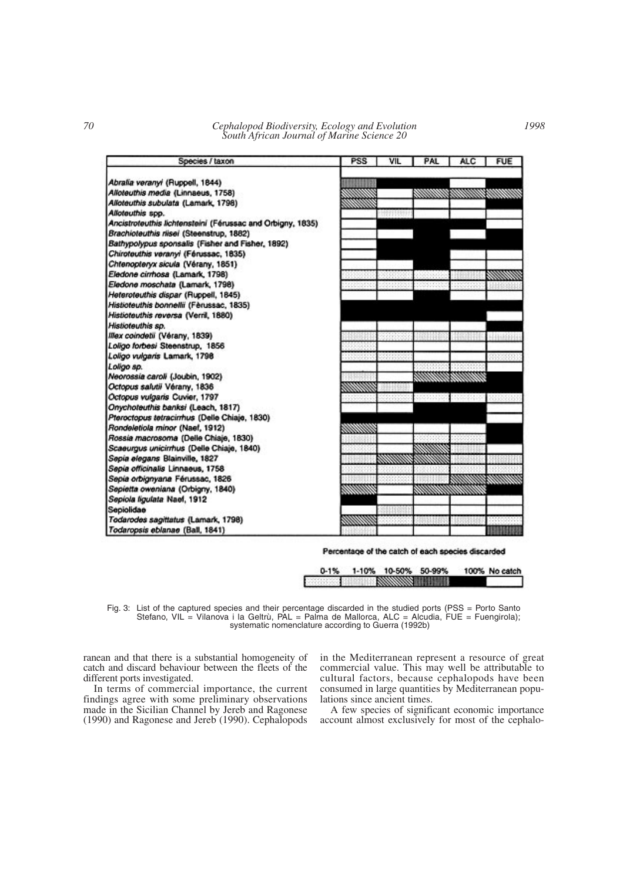Species / taxon

PSS VIL PAL ALC FUE

*Abralia veranyi* (Ruppell, 1844)
*Alloteuthis media* (Linnaeus, 1758)
*Alloteuthis subulata* (Lamarck, 1798)
*Alloteuthis* spp.
*Ancistroteuthis lichtensteini* (Férussac and Orbigny, 1835)
*Brachioteuthis riisei* (Steenstrup, 1882)
*Bathypolypus sponsalis* (Fisher and Fisher, 1892)
*Chiroteuthis veranyi* (Férussac, 1835)
*Chtenopteryx sicula* (Vérany, 1851)
*Eledone cirrhosa* (Lamarck, 1798)
*Eledone moschata* (Lamarck, 1798)
*Heteroteuthis dispar* (Ruppell, 1845)
*Histioteuthis bonnellii* (Férussac, 1835)
*Histioteuthis reversa* (Verril, 1880)
*Histioteuthis* sp.
*Illex coindetii* (Vérany, 1839)
*Loligo forbesi* Steenstrup, 1856
*Loligo vulgaris* Lamarck, 1798
*Loligo* sp.
*Neorossia caroli* (Joubin, 1902)
*Octopus salutii* Vérany, 1836
*Octopus vulgaris* Cuvier, 1797
*Onychoteuthis banksi* (Leach, 1817)
*Pteroctopus tetracirrhus* (Delle Chiaje, 1830)
*Rondeletiola minor* (Naef, 1912)
*Rossia macrosoma* (Delle Chiaje, 1830)
*Scaeurgus unicirrhus* (Delle Chiaje, 1840)
*Sepia elegans* Blainville, 1827
*Sepia officinalis* Linnaeus, 1758
*Sepia orbignyana* Férussac, 1826
*Sepietta oweniana* (Orbigny, 1840)
*Sepiola ligulata* Naef, 1912
Sepiolidae
*Todarodes sagittatus* (Lamarck, 1798)
*Todaropsis eblanae* (Ball, 1841)

Percentage of the catch of each species discarded

0-1% 1-10% 10-50% 50-99% 100% No catch

Fig. 3: List of the captured species and their percentage discarded in the studied ports (PSS = Porto Santo Stefano, VIL = Vilanova i la Geltrù, PAL = Palma de Mallorca, ALC = Alcudia, FUE = Fuengirola); systematic nomenclature according to Guerra (1992b)

ranean and that there is a substantial homogeneity of catch and discard behaviour between the fleets of the different ports investigated.

In terms of commercial importance, the current findings agree with some preliminary observations made in the Sicilian Channel by Jereb and Ragonese (1990) and Ragonese and Jereb (1990). Cephalopods in the Mediterranean represent a resource of great commercial value. This may well be attributable to cultural factors, because cephalopods have been consumed in large quantities by Mediterranean populations since ancient times.

A few species of significant economic importance account almost exclusively for most of the cephalo-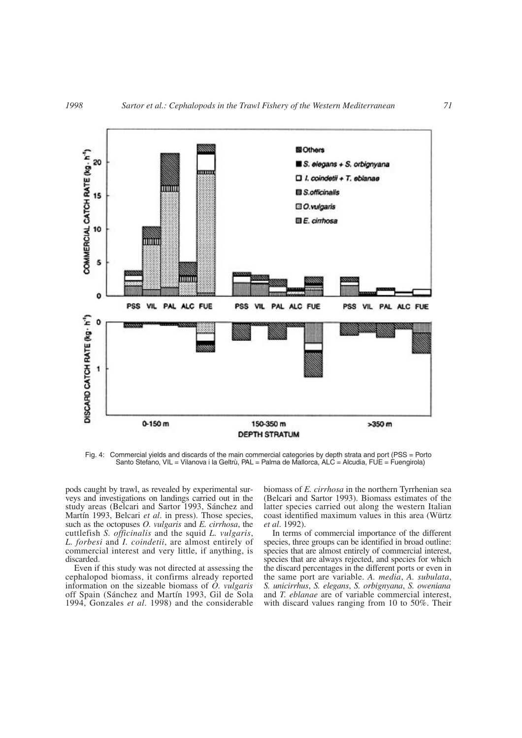Others

S. elegans + S. orbignyana

I. coindetii + T. eblanae

S.officinalis

O.vulgaris

E. cirrhosa

COMMERCIAL CATCH RATE (kg · h⁻¹)

20

15

10

5

0

PSS VIL PAL ALC FUE PSS VIL PAL ALC FUE PSS VIL PAL ALC FUE

DISCARD CATCH RATE (kg · h⁻¹)

0

1

0-150 m 150-350 m >350 m

DEPTH STRATUM

Fig. 4: Commercial yields and discards of the main commercial categories by depth strata and port (PSS = Porto Santo Stefano, VIL = Vilanova i la Geltrù, PAL = Palma de Mallorca, ALC = Alcudia, FUE = Fuengirola)

pods caught by trawl, as revealed by experimental surveys and investigations on landings carried out in the study areas (Belcari and Sartor 1993, Sánchez and Martín 1993, Belcari *et al*. in press). Those species, such as the octopuses *O. vulgaris* and *E. cirrhosa*, the cuttlefish *S. officinalis* and the squid *L. vulgaris*, *L. forbesi* and *I. coindetii*, are almost entirely of commercial interest and very little, if anything, is discarded.

Even if this study was not directed at assessing the cephalopod biomass, it confirms already reported information on the sizeable biomass of *O. vulgaris* off Spain (Sánchez and Martín 1993, Gil de Sola 1994, Gonzales *et al*. 1998) and the considerable biomass of *E. cirrhosa* in the northern Tyrrhenian sea (Belcari and Sartor 1993). Biomass estimates of the latter species carried out along the western Italian coast identified maximum values in this area (Würtz *et al*. 1992).

In terms of commercial importance of the different species, three groups can be identified in broad outline: species that are almost entirely of commercial interest, species that are always rejected, and species for which the discard percentages in the different ports or even in the same port are variable. *A. media*, *A. subulata*, *S. unicirrhus*, *S. elegans*, *S. orbignyana*, *S. oweniana* and *T. eblanae* are of variable commercial interest, with discard values ranging from 10 to 50%. Their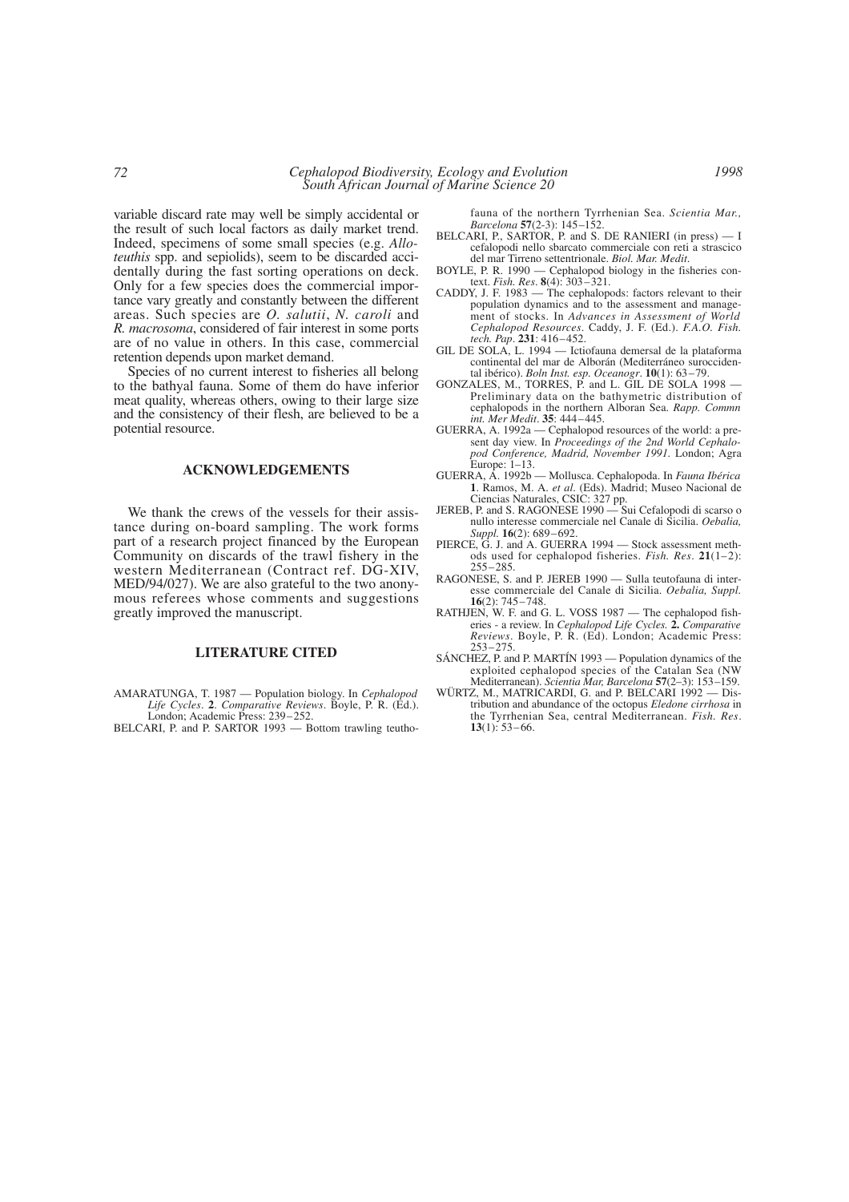variable discard rate may well be simply accidental or the result of such local factors as daily market trend. Indeed, specimens of some small species (e.g. *Alloteuthis* spp. and sepiolids), seem to be discarded accidentally during the fast sorting operations on deck. Only for a few species does the commercial importance vary greatly and constantly between the different areas. Such species are *O. salutii*, *N. caroli* and *R. macrosoma*, considered of fair interest in some ports are of no value in others. In this case, commercial retention depends upon market demand.

Species of no current interest to fisheries all belong to the bathyal fauna. Some of them do have inferior meat quality, whereas others, owing to their large size and the consistency of their flesh, are believed to be a potential resource.

## ACKNOWLEDGEMENTS

We thank the crews of the vessels for their assistance during on-board sampling. The work forms part of a research project financed by the European Community on discards of the trawl fishery in the western Mediterranean (Contract ref. DG-XIV, MED/94/027). We are also grateful to the two anonymous referees whose comments and suggestions greatly improved the manuscript.

## LITERATURE CITED

AMARATUNGA, T. 1987 — Population biology. In *Cephalopod Life Cycles*. **2**. *Comparative Reviews*. Boyle, P. R. (Ed.). London; Academic Press: 239–252.

BELCARI, P. and P. SARTOR 1993 — Bottom trawling teuthofauna of the northern Tyrrhenian Sea. *Scientia Mar., Barcelona* **57**(2-3): 145–152.

BELCARI, P., SARTOR, P. and S. DE RANIERI (in press) — I cefalopodi nello sbarcato commerciale con reti a strascico del mar Tirreno settentrionale. *Biol. Mar. Medit.*

BOYLE, P. R. 1990 — Cephalopod biology in the fisheries context. *Fish. Res*. **8**(4): 303–321.

CADDY, J. F. 1983 — The cephalopods: factors relevant to their population dynamics and to the assessment and management of stocks. In *Advances in Assessment of World Cephalopod Resources*. Caddy, J. F. (Ed.). *F.A.O. Fish. tech. Pap*. **231**: 416–452.

GIL DE SOLA, L. 1994 — Ictiofauna demersal de la plataforma continental del mar de Alborán (Mediterráneo suroccidental ibérico). *Boln Inst. esp. Oceanogr*. **10**(1): 63–79.

GONZALES, M., TORRES, P. and L. GIL DE SOLA 1998 — Preliminary data on the bathymetric distribution of cephalopods in the northern Alboran Sea. *Rapp. Commn int. Mer Medit*. **35**: 444–445.

GUERRA, A. 1992a — Cephalopod resources of the world: a present day view. In *Proceedings of the 2nd World Cephalopod Conference, Madrid, November 1991*. London; Agra Europe: 1–13.

GUERRA, A. 1992b — Mollusca. Cephalopoda. In *Fauna Ibérica* **1**. Ramos, M. A. *et al*. (Eds). Madrid; Museo Nacional de Ciencias Naturales, CSIC: 327 pp.

JEREB, P. and S. RAGONESE 1990 — Sui Cefalopodi di scarso o nullo interesse commerciale nel Canale di Sicilia. *Oebalia, Suppl.* **16**(2): 689–692.

PIERCE, G. J. and A. GUERRA 1994 — Stock assessment methods used for cephalopod fisheries. *Fish. Res*. **21**(1–2): 255–285.

RAGONESE, S. and P. JEREB 1990 — Sulla teutofauna di interesse commerciale del Canale di Sicilia. *Oebalia, Suppl.* **16**(2): 745–748.

RATHJEN, W. F. and G. L. VOSS 1987 — The cephalopod fisheries - a review. In *Cephalopod Life Cycles.* **2.** *Comparative Reviews*. Boyle, P. R. (Ed). London; Academic Press: 253–275.

SÁNCHEZ, P. and P. MARTÍN 1993 — Population dynamics of the exploited cephalopod species of the Catalan Sea (NW Mediterranean). *Scientia Mar, Barcelona* **57**(2–3): 153–159.

WÜRTZ, M., MATRICARDI, G. and P. BELCARI 1992 — Distribution and abundance of the octopus *Eledone cirrhosa* in the Tyrrhenian Sea, central Mediterranean. *Fish. Res*. **13**(1): 53–66.